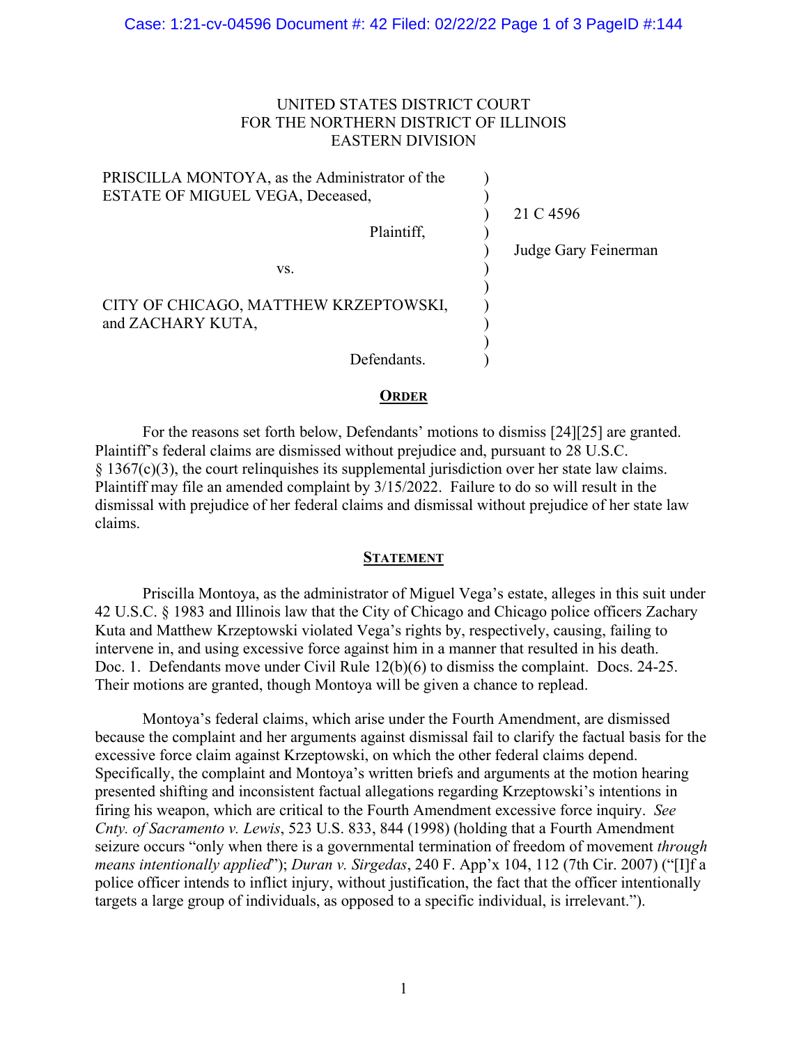UNITED STATES DISTRICT COURT
FOR THE NORTHERN DISTRICT OF ILLINOIS
EASTERN DIVISION

| | | |
|---|---|---|
| PRISCILLA MONTOYA, as the Administrator of the ESTATE OF MIGUEL VEGA, Deceased, | ) | |
| Plaintiff, | ) | 21 C 4596 |
| vs. | ) | Judge Gary Feinerman |
| CITY OF CHICAGO, MATTHEW KRZEPTOWSKI, and ZACHARY KUTA, | ) | |
| Defendants. | ) | |

## **ORDER**

For the reasons set forth below, Defendants' motions to dismiss [24][25] are granted. Plaintiff's federal claims are dismissed without prejudice and, pursuant to 28 U.S.C. § 1367(c)(3), the court relinquishes its supplemental jurisdiction over her state law claims. Plaintiff may file an amended complaint by 3/15/2022. Failure to do so will result in the dismissal with prejudice of her federal claims and dismissal without prejudice of her state law claims.

## **STATEMENT**

Priscilla Montoya, as the administrator of Miguel Vega's estate, alleges in this suit under 42 U.S.C. § 1983 and Illinois law that the City of Chicago and Chicago police officers Zachary Kuta and Matthew Krzeptowski violated Vega's rights by, respectively, causing, failing to intervene in, and using excessive force against him in a manner that resulted in his death. Doc. 1. Defendants move under Civil Rule 12(b)(6) to dismiss the complaint. Docs. 24-25. Their motions are granted, though Montoya will be given a chance to replead.

Montoya's federal claims, which arise under the Fourth Amendment, are dismissed because the complaint and her arguments against dismissal fail to clarify the factual basis for the excessive force claim against Krzeptowski, on which the other federal claims depend. Specifically, the complaint and Montoya's written briefs and arguments at the motion hearing presented shifting and inconsistent factual allegations regarding Krzeptowski's intentions in firing his weapon, which are critical to the Fourth Amendment excessive force inquiry. *See Cnty. of Sacramento v. Lewis*, 523 U.S. 833, 844 (1998) (holding that a Fourth Amendment seizure occurs "only when there is a governmental termination of freedom of movement *through means intentionally applied*"); *Duran v. Sirgedas*, 240 F. App'x 104, 112 (7th Cir. 2007) ("[I]f a police officer intends to inflict injury, without justification, the fact that the officer intentionally targets a large group of individuals, as opposed to a specific individual, is irrelevant.").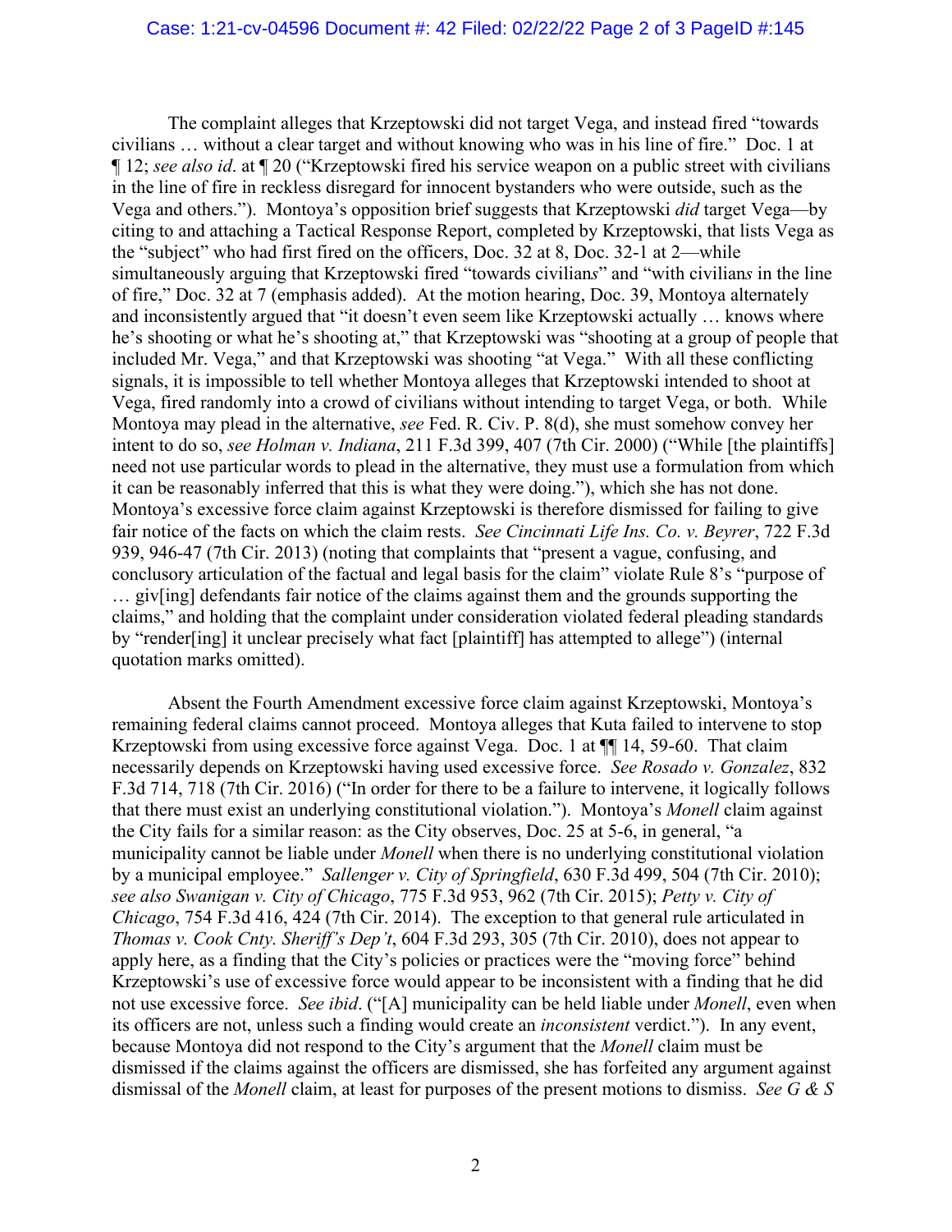The complaint alleges that Krzeptowski did not target Vega, and instead fired "towards civilians … without a clear target and without knowing who was in his line of fire." Doc. 1 at ¶ 12; *see also id*. at ¶ 20 ("Krzeptowski fired his service weapon on a public street with civilians in the line of fire in reckless disregard for innocent bystanders who were outside, such as the Vega and others."). Montoya's opposition brief suggests that Krzeptowski *did* target Vega—by citing to and attaching a Tactical Response Report, completed by Krzeptowski, that lists Vega as the "subject" who had first fired on the officers, Doc. 32 at 8, Doc. 32-1 at 2—while simultaneously arguing that Krzeptowski fired "towards civilian*s*" and "with civilian*s* in the line of fire," Doc. 32 at 7 (emphasis added). At the motion hearing, Doc. 39, Montoya alternately and inconsistently argued that "it doesn't even seem like Krzeptowski actually … knows where he's shooting or what he's shooting at," that Krzeptowski was "shooting at a group of people that included Mr. Vega," and that Krzeptowski was shooting "at Vega." With all these conflicting signals, it is impossible to tell whether Montoya alleges that Krzeptowski intended to shoot at Vega, fired randomly into a crowd of civilians without intending to target Vega, or both. While Montoya may plead in the alternative, *see* Fed. R. Civ. P. 8(d), she must somehow convey her intent to do so, *see Holman v. Indiana*, 211 F.3d 399, 407 (7th Cir. 2000) ("While [the plaintiffs] need not use particular words to plead in the alternative, they must use a formulation from which it can be reasonably inferred that this is what they were doing."), which she has not done. Montoya's excessive force claim against Krzeptowski is therefore dismissed for failing to give fair notice of the facts on which the claim rests. *See Cincinnati Life Ins. Co. v. Beyrer*, 722 F.3d 939, 946-47 (7th Cir. 2013) (noting that complaints that "present a vague, confusing, and conclusory articulation of the factual and legal basis for the claim" violate Rule 8's "purpose of … giv[ing] defendants fair notice of the claims against them and the grounds supporting the claims," and holding that the complaint under consideration violated federal pleading standards by "render[ing] it unclear precisely what fact [plaintiff] has attempted to allege") (internal quotation marks omitted).

Absent the Fourth Amendment excessive force claim against Krzeptowski, Montoya's remaining federal claims cannot proceed. Montoya alleges that Kuta failed to intervene to stop Krzeptowski from using excessive force against Vega. Doc. 1 at ¶¶ 14, 59-60. That claim necessarily depends on Krzeptowski having used excessive force. *See Rosado v. Gonzalez*, 832 F.3d 714, 718 (7th Cir. 2016) ("In order for there to be a failure to intervene, it logically follows that there must exist an underlying constitutional violation."). Montoya's *Monell* claim against the City fails for a similar reason: as the City observes, Doc. 25 at 5-6, in general, "a municipality cannot be liable under *Monell* when there is no underlying constitutional violation by a municipal employee." *Sallenger v. City of Springfield*, 630 F.3d 499, 504 (7th Cir. 2010); *see also Swanigan v. City of Chicago*, 775 F.3d 953, 962 (7th Cir. 2015); *Petty v. City of Chicago*, 754 F.3d 416, 424 (7th Cir. 2014). The exception to that general rule articulated in *Thomas v. Cook Cnty. Sheriff's Dep't*, 604 F.3d 293, 305 (7th Cir. 2010), does not appear to apply here, as a finding that the City's policies or practices were the "moving force" behind Krzeptowski's use of excessive force would appear to be inconsistent with a finding that he did not use excessive force. *See ibid*. ("[A] municipality can be held liable under *Monell*, even when its officers are not, unless such a finding would create an *inconsistent* verdict."). In any event, because Montoya did not respond to the City's argument that the *Monell* claim must be dismissed if the claims against the officers are dismissed, she has forfeited any argument against dismissal of the *Monell* claim, at least for purposes of the present motions to dismiss. *See G & S*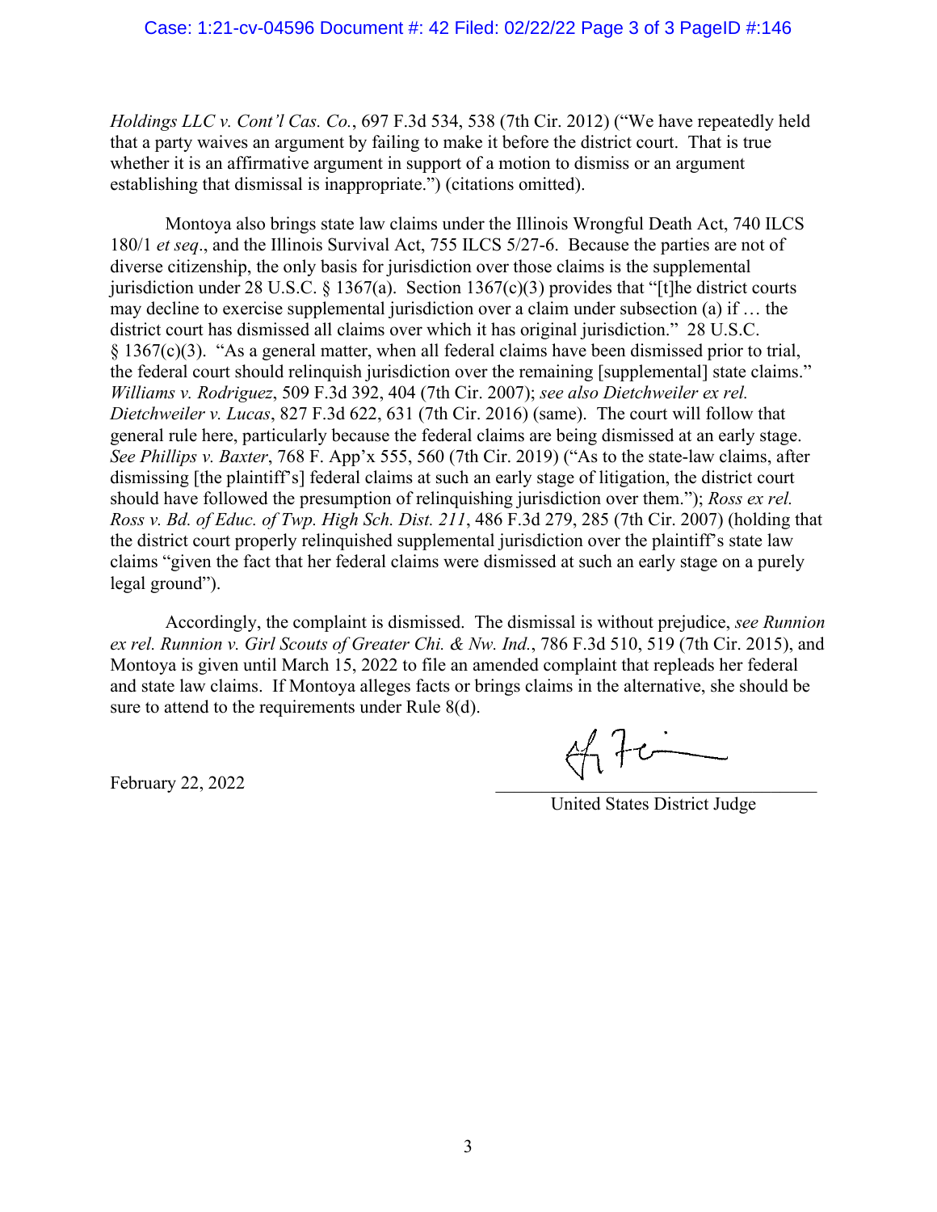*Holdings LLC v. Cont'l Cas. Co.*, 697 F.3d 534, 538 (7th Cir. 2012) ("We have repeatedly held that a party waives an argument by failing to make it before the district court. That is true whether it is an affirmative argument in support of a motion to dismiss or an argument establishing that dismissal is inappropriate.") (citations omitted).

Montoya also brings state law claims under the Illinois Wrongful Death Act, 740 ILCS 180/1 *et seq*., and the Illinois Survival Act, 755 ILCS 5/27-6. Because the parties are not of diverse citizenship, the only basis for jurisdiction over those claims is the supplemental jurisdiction under 28 U.S.C. § 1367(a). Section 1367(c)(3) provides that "[t]he district courts may decline to exercise supplemental jurisdiction over a claim under subsection (a) if … the district court has dismissed all claims over which it has original jurisdiction." 28 U.S.C. § 1367(c)(3). "As a general matter, when all federal claims have been dismissed prior to trial, the federal court should relinquish jurisdiction over the remaining [supplemental] state claims." *Williams v. Rodriguez*, 509 F.3d 392, 404 (7th Cir. 2007); *see also Dietchweiler ex rel. Dietchweiler v. Lucas*, 827 F.3d 622, 631 (7th Cir. 2016) (same). The court will follow that general rule here, particularly because the federal claims are being dismissed at an early stage. *See Phillips v. Baxter*, 768 F. App'x 555, 560 (7th Cir. 2019) ("As to the state-law claims, after dismissing [the plaintiff's] federal claims at such an early stage of litigation, the district court should have followed the presumption of relinquishing jurisdiction over them."); *Ross ex rel. Ross v. Bd. of Educ. of Twp. High Sch. Dist. 211*, 486 F.3d 279, 285 (7th Cir. 2007) (holding that the district court properly relinquished supplemental jurisdiction over the plaintiff's state law claims "given the fact that her federal claims were dismissed at such an early stage on a purely legal ground").

Accordingly, the complaint is dismissed. The dismissal is without prejudice, *see Runnion ex rel. Runnion v. Girl Scouts of Greater Chi. & Nw. Ind.*, 786 F.3d 510, 519 (7th Cir. 2015), and Montoya is given until March 15, 2022 to file an amended complaint that repleads her federal and state law claims. If Montoya alleges facts or brings claims in the alternative, she should be sure to attend to the requirements under Rule 8(d).

February 22, 2022

United States District Judge